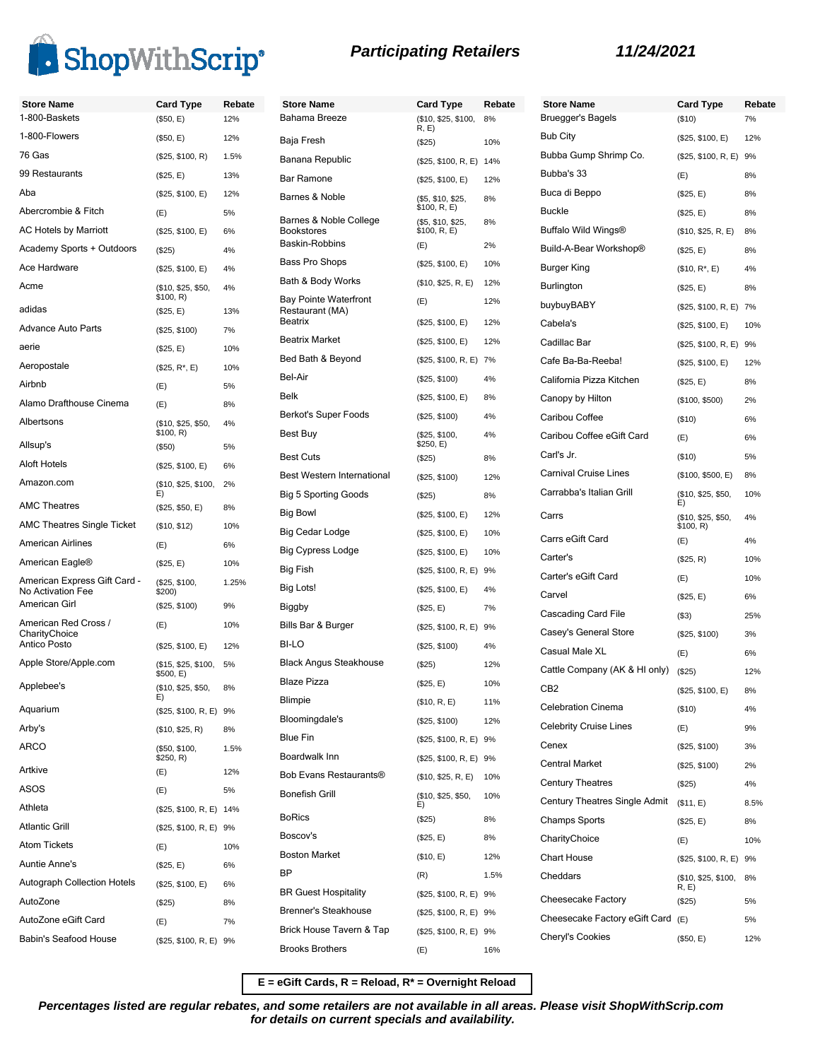# ShopWithScrip®

## Participating Retailers

**11/24/2021**

| Store Name | Card Type | Rebate |
|---|---|---|
| 1-800-Baskets | ($50, E) | 12% |
| 1-800-Flowers | ($50, E) | 12% |
| 76 Gas | ($25, $100, R) | 1.5% |
| 99 Restaurants | ($25, E) | 13% |
| Aba | ($25, $100, E) | 12% |
| Abercrombie & Fitch | (E) | 5% |
| AC Hotels by Marriott | ($25, $100, E) | 6% |
| Academy Sports + Outdoors | ($25) | 4% |
| Ace Hardware | ($25, $100, E) | 4% |
| Acme | ($10, $25, $50, $100, R) | 4% |
| adidas | ($25, E) | 13% |
| Advance Auto Parts | ($25, $100) | 7% |
| aerie | ($25, E) | 10% |
| Aeropostale | ($25, R*, E) | 10% |
| Airbnb | (E) | 5% |
| Alamo Drafthouse Cinema | (E) | 8% |
| Albertsons | ($10, $25, $50, $100, R) | 4% |
| Allsup's | ($50) | 5% |
| Aloft Hotels | ($25, $100, E) | 6% |
| Amazon.com | ($10, $25, $100, E) | 2% |
| AMC Theatres | ($25, $50, E) | 8% |
| AMC Theatres Single Ticket | ($10, $12) | 10% |
| American Airlines | (E) | 6% |
| American Eagle® | ($25, E) | 10% |
| American Express Gift Card - No Activation Fee | ($25, $100, $200) | 1.25% |
| American Girl | ($25, $100) | 9% |
| American Red Cross / CharityChoice | (E) | 10% |
| Antico Posto | ($25, $100, E) | 12% |
| Apple Store/Apple.com | ($15, $25, $100, $500, E) | 5% |
| Applebee's | ($10, $25, $50, E) | 8% |
| Aquarium | ($25, $100, R, E) | 9% |
| Arby's | ($10, $25, R) | 8% |
| ARCO | ($50, $100, $250, R) | 1.5% |
| Artkive | (E) | 12% |
| ASOS | (E) | 5% |
| Athleta | ($25, $100, R, E) | 14% |
| Atlantic Grill | ($25, $100, R, E) | 9% |
| Atom Tickets | (E) | 10% |
| Auntie Anne's | ($25, E) | 6% |
| Autograph Collection Hotels | ($25, $100, E) | 6% |
| AutoZone | ($25) | 8% |
| AutoZone eGift Card | (E) | 7% |
| Babin's Seafood House | ($25, $100, R, E) | 9% |
| Bahama Breeze | ($10, $25, $100, R, E) | 8% |
| Baja Fresh | ($25) | 10% |
| Banana Republic | ($25, $100, R, E) | 14% |
| Bar Ramone | ($25, $100, E) | 12% |
| Barnes & Noble | ($5, $10, $25, $100, R, E) | 8% |
| Barnes & Noble College Bookstores | ($5, $10, $25, $100, R, E) | 8% |
| Baskin-Robbins | (E) | 2% |
| Bass Pro Shops | ($25, $100, E) | 10% |
| Bath & Body Works | ($10, $25, R, E) | 12% |
| Bay Pointe Waterfront Restaurant (MA) | (E) | 12% |
| Beatrix | ($25, $100, E) | 12% |
| Beatrix Market | ($25, $100, E) | 12% |
| Bed Bath & Beyond | ($25, $100, R, E) | 7% |
| Bel-Air | ($25, $100) | 4% |
| Belk | ($25, $100, E) | 8% |
| Berkot's Super Foods | ($25, $100) | 4% |
| Best Buy | ($25, $100, $250, E) | 4% |
| Best Cuts | ($25) | 8% |
| Best Western International | ($25, $100) | 12% |
| Big 5 Sporting Goods | ($25) | 8% |
| Big Bowl | ($25, $100, E) | 12% |
| Big Cedar Lodge | ($25, $100, E) | 10% |
| Big Cypress Lodge | ($25, $100, E) | 10% |
| Big Fish | ($25, $100, R, E) | 9% |
| Big Lots! | ($25, $100, E) | 4% |
| Biggby | ($25, E) | 7% |
| Bills Bar & Burger | ($25, $100, R, E) | 9% |
| BI-LO | ($25, $100) | 4% |
| Black Angus Steakhouse | ($25) | 12% |
| Blaze Pizza | ($25, E) | 10% |
| Blimpie | ($10, R, E) | 11% |
| Bloomingdale's | ($25, $100) | 12% |
| Blue Fin | ($25, $100, R, E) | 9% |
| Boardwalk Inn | ($25, $100, R, E) | 9% |
| Bob Evans Restaurants® | ($10, $25, R, E) | 10% |
| Bonefish Grill | ($10, $25, $50, E) | 10% |
| BoRics | ($25) | 8% |
| Boscov's | ($25, E) | 8% |
| Boston Market | ($10, E) | 12% |
| BP | (R) | 1.5% |
| BR Guest Hospitality | ($25, $100, R, E) | 9% |
| Brenner's Steakhouse | ($25, $100, R, E) | 9% |
| Brick House Tavern & Tap | ($25, $100, R, E) | 9% |
| Brooks Brothers | (E) | 16% |
| Bruegger's Bagels | ($10) | 7% |
| Bub City | ($25, $100, E) | 12% |
| Bubba Gump Shrimp Co. | ($25, $100, R, E) | 9% |
| Bubba's 33 | (E) | 8% |
| Buca di Beppo | ($25, E) | 8% |
| Buckle | ($25, E) | 8% |
| Buffalo Wild Wings® | ($10, $25, R, E) | 8% |
| Build-A-Bear Workshop® | ($25, E) | 8% |
| Burger King | ($10, R*, E) | 4% |
| Burlington | ($25, E) | 8% |
| buybuyBABY | ($25, $100, R, E) | 7% |
| Cabela's | ($25, $100, E) | 10% |
| Cadillac Bar | ($25, $100, R, E) | 9% |
| Cafe Ba-Ba-Reeba! | ($25, $100, E) | 12% |
| California Pizza Kitchen | ($25, E) | 8% |
| Canopy by Hilton | ($100, $500) | 2% |
| Caribou Coffee | ($10) | 6% |
| Caribou Coffee eGift Card | (E) | 6% |
| Carl's Jr. | ($10) | 5% |
| Carnival Cruise Lines | ($100, $500, E) | 8% |
| Carrabba's Italian Grill | ($10, $25, $50, E) | 10% |
| Carrs | ($10, $25, $50, $100, R) | 4% |
| Carrs eGift Card | (E) | 4% |
| Carter's | ($25, R) | 10% |
| Carter's eGift Card | (E) | 10% |
| Carvel | ($25, E) | 6% |
| Cascading Card File | ($3) | 25% |
| Casey's General Store | ($25, $100) | 3% |
| Casual Male XL | (E) | 6% |
| Cattle Company (AK & HI only) | ($25) | 12% |
| CB2 | ($25, $100, E) | 8% |
| Celebration Cinema | ($10) | 4% |
| Celebrity Cruise Lines | (E) | 9% |
| Cenex | ($25, $100) | 3% |
| Central Market | ($25, $100) | 2% |
| Century Theatres | ($25) | 4% |
| Century Theatres Single Admit | ($11, E) | 8.5% |
| Champs Sports | ($25, E) | 8% |
| CharityChoice | (E) | 10% |
| Chart House | ($25, $100, R, E) | 9% |
| Cheddars | ($10, $25, $100, R, E) | 8% |
| Cheesecake Factory | ($25) | 5% |
| Cheesecake Factory eGift Card | (E) | 5% |
| Cheryl's Cookies | ($50, E) | 12% |

**E = eGift Cards, R = Reload, R* = Overnight Reload**

***Percentages listed are regular rebates, and some retailers are not available in all areas. Please visit ShopWithScrip.com for details on current specials and availability.***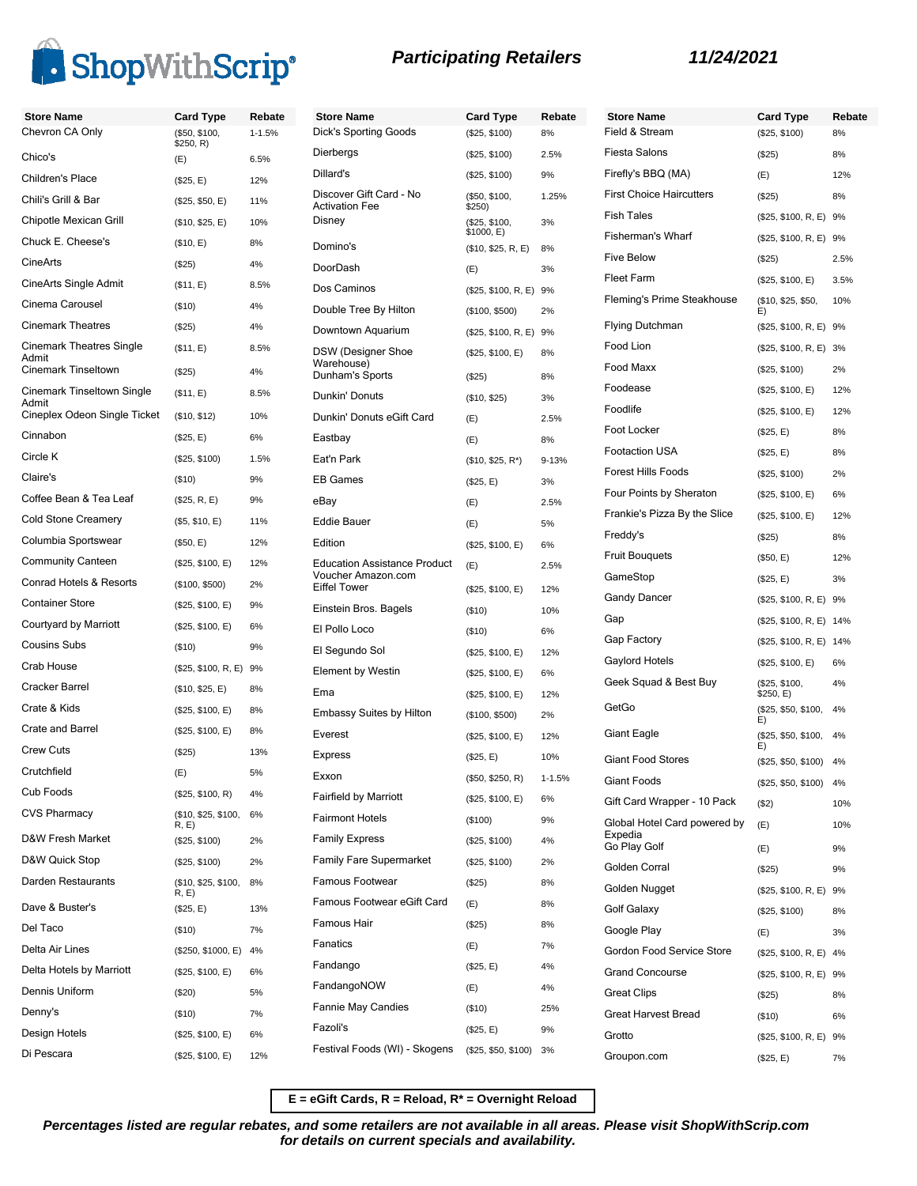# ShopWithScrip® Participating Retailers 11/24/2021

| Store Name | Card Type | Rebate |
|---|---|---|
| Chevron CA Only | ($50, $100, $250, R) | 1-1.5% |
| Chico's | (E) | 6.5% |
| Children's Place | ($25, E) | 12% |
| Chili's Grill & Bar | ($25, $50, E) | 11% |
| Chipotle Mexican Grill | ($10, $25, E) | 10% |
| Chuck E. Cheese's | ($10, E) | 8% |
| CineArts | ($25) | 4% |
| CineArts Single Admit | ($11, E) | 8.5% |
| Cinema Carousel | ($10) | 4% |
| Cinemark Theatres | ($25) | 4% |
| Cinemark Theatres Single Admit | ($11, E) | 8.5% |
| Cinemark Tinseltown | ($25) | 4% |
| Cinemark Tinseltown Single Admit | ($11, E) | 8.5% |
| Cineplex Odeon Single Ticket | ($10, $12) | 10% |
| Cinnabon | ($25, E) | 6% |
| Circle K | ($25, $100) | 1.5% |
| Claire's | ($10) | 9% |
| Coffee Bean & Tea Leaf | ($25, R, E) | 9% |
| Cold Stone Creamery | ($5, $10, E) | 11% |
| Columbia Sportswear | ($50, E) | 12% |
| Community Canteen | ($25, $100, E) | 12% |
| Conrad Hotels & Resorts | ($100, $500) | 2% |
| Container Store | ($25, $100, E) | 9% |
| Courtyard by Marriott | ($25, $100, E) | 6% |
| Cousins Subs | ($10) | 9% |
| Crab House | ($25, $100, R, E) | 9% |
| Cracker Barrel | ($10, $25, E) | 8% |
| Crate & Kids | ($25, $100, E) | 8% |
| Crate and Barrel | ($25, $100, E) | 8% |
| Crew Cuts | ($25) | 13% |
| Crutchfield | (E) | 5% |
| Cub Foods | ($25, $100, R) | 4% |
| CVS Pharmacy | ($10, $25, $100, R, E) | 6% |
| D&W Fresh Market | ($25, $100) | 2% |
| D&W Quick Stop | ($25, $100) | 2% |
| Darden Restaurants | ($10, $25, $100, R, E) | 8% |
| Dave & Buster's | ($25, E) | 13% |
| Del Taco | ($10) | 7% |
| Delta Air Lines | ($250, $1000, E) | 4% |
| Delta Hotels by Marriott | ($25, $100, E) | 6% |
| Dennis Uniform | ($20) | 5% |
| Denny's | ($10) | 7% |
| Design Hotels | ($25, $100, E) | 6% |
| Di Pescara | ($25, $100, E) | 12% |
| Dick's Sporting Goods | ($25, $100) | 8% |
| Dierbergs | ($25, $100) | 2.5% |
| Dillard's | ($25, $100) | 9% |
| Discover Gift Card - No Activation Fee | ($50, $100, $250) | 1.25% |
| Disney | ($25, $100, $1000, E) | 3% |
| Domino's | ($10, $25, R, E) | 8% |
| DoorDash | (E) | 3% |
| Dos Caminos | ($25, $100, R, E) | 9% |
| Double Tree By Hilton | ($100, $500) | 2% |
| Downtown Aquarium | ($25, $100, R, E) | 9% |
| DSW (Designer Shoe Warehouse) | ($25, $100, E) | 8% |
| Dunham's Sports | ($25) | 8% |
| Dunkin' Donuts | ($10, $25) | 3% |
| Dunkin' Donuts eGift Card | (E) | 2.5% |
| Eastbay | (E) | 8% |
| Eat'n Park | ($10, $25, R*) | 9-13% |
| EB Games | ($25, E) | 3% |
| eBay | (E) | 2.5% |
| Eddie Bauer | (E) | 5% |
| Edition | ($25, $100, E) | 6% |
| Education Assistance Product Voucher Amazon.com | (E) | 2.5% |
| Eiffel Tower | ($25, $100, E) | 12% |
| Einstein Bros. Bagels | ($10) | 10% |
| El Pollo Loco | ($10) | 6% |
| El Segundo Sol | ($25, $100, E) | 12% |
| Element by Westin | ($25, $100, E) | 6% |
| Ema | ($25, $100, E) | 12% |
| Embassy Suites by Hilton | ($100, $500) | 2% |
| Everest | ($25, $100, E) | 12% |
| Express | ($25, E) | 10% |
| Exxon | ($50, $250, R) | 1-1.5% |
| Fairfield by Marriott | ($25, $100, E) | 6% |
| Fairmont Hotels | ($100) | 9% |
| Family Express | ($25, $100) | 4% |
| Family Fare Supermarket | ($25, $100) | 2% |
| Famous Footwear | ($25) | 8% |
| Famous Footwear eGift Card | (E) | 8% |
| Famous Hair | ($25) | 8% |
| Fanatics | (E) | 7% |
| Fandango | ($25, E) | 4% |
| FandangoNOW | (E) | 4% |
| Fannie May Candies | ($10) | 25% |
| Fazoli's | ($25, E) | 9% |
| Festival Foods (WI) - Skogens | ($25, $50, $100) | 3% |
| Field & Stream | ($25, $100) | 8% |
| Fiesta Salons | ($25) | 8% |
| Firefly's BBQ (MA) | (E) | 12% |
| First Choice Haircutters | ($25) | 8% |
| Fish Tales | ($25, $100, R, E) | 9% |
| Fisherman's Wharf | ($25, $100, R, E) | 9% |
| Five Below | ($25) | 2.5% |
| Fleet Farm | ($25, $100, E) | 3.5% |
| Fleming's Prime Steakhouse | ($10, $25, $50, E) | 10% |
| Flying Dutchman | ($25, $100, R, E) | 9% |
| Food Lion | ($25, $100, R, E) | 3% |
| Food Maxx | ($25, $100) | 2% |
| Foodease | ($25, $100, E) | 12% |
| Foodlife | ($25, $100, E) | 12% |
| Foot Locker | ($25, E) | 8% |
| Footaction USA | ($25, E) | 8% |
| Forest Hills Foods | ($25, $100) | 2% |
| Four Points by Sheraton | ($25, $100, E) | 6% |
| Frankie's Pizza By the Slice | ($25, $100, E) | 12% |
| Freddy's | ($25) | 8% |
| Fruit Bouquets | ($50, E) | 12% |
| GameStop | ($25, E) | 3% |
| Gandy Dancer | ($25, $100, R, E) | 9% |
| Gap | ($25, $100, R, E) | 14% |
| Gap Factory | ($25, $100, R, E) | 14% |
| Gaylord Hotels | ($25, $100, E) | 6% |
| Geek Squad & Best Buy | ($25, $100, $250, E) | 4% |
| GetGo | ($25, $50, $100, E) | 4% |
| Giant Eagle | ($25, $50, $100, E) | 4% |
| Giant Food Stores | ($25, $50, $100) | 4% |
| Giant Foods | ($25, $50, $100) | 4% |
| Gift Card Wrapper - 10 Pack | ($2) | 10% |
| Global Hotel Card powered by Expedia | (E) | 10% |
| Go Play Golf | (E) | 9% |
| Golden Corral | ($25) | 9% |
| Golden Nugget | ($25, $100, R, E) | 9% |
| Golf Galaxy | ($25, $100) | 8% |
| Google Play | (E) | 3% |
| Gordon Food Service Store | ($25, $100, R, E) | 4% |
| Grand Concourse | ($25, $100, R, E) | 9% |
| Great Clips | ($25) | 8% |
| Great Harvest Bread | ($10) | 6% |
| Grotto | ($25, $100, R, E) | 9% |
| Groupon.com | ($25, E) | 7% |

**E = eGift Cards, R = Reload, R* = Overnight Reload**

***Percentages listed are regular rebates, and some retailers are not available in all areas. Please visit ShopWithScrip.com for details on current specials and availability.***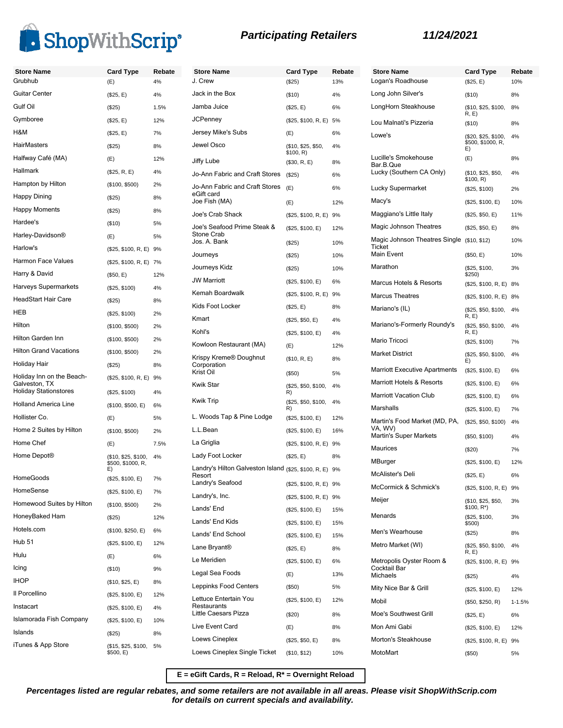# ShopWithScrip®

**Participating Retailers** **11/24/2021**

| Store Name | Card Type | Rebate |
|---|---|---|
| Grubhub | (E) | 4% |
| Guitar Center | ($25, E) | 4% |
| Gulf Oil | ($25) | 1.5% |
| Gymboree | ($25, E) | 12% |
| H&M | ($25, E) | 7% |
| HairMasters | ($25) | 8% |
| Halfway Café (MA) | (E) | 12% |
| Hallmark | ($25, R, E) | 4% |
| Hampton by Hilton | ($100, $500) | 2% |
| Happy Dining | ($25) | 8% |
| Happy Moments | ($25) | 8% |
| Hardee's | ($10) | 5% |
| Harley-Davidson® | (E) | 5% |
| Harlow's | ($25, $100, R, E) | 9% |
| Harmon Face Values | ($25, $100, R, E) | 7% |
| Harry & David | ($50, E) | 12% |
| Harveys Supermarkets | ($25, $100) | 4% |
| HeadStart Hair Care | ($25) | 8% |
| HEB | ($25, $100) | 2% |
| Hilton | ($100, $500) | 2% |
| Hilton Garden Inn | ($100, $500) | 2% |
| Hilton Grand Vacations | ($100, $500) | 2% |
| Holiday Hair | ($25) | 8% |
| Holiday Inn on the Beach-Galveston, TX | ($25, $100, R, E) | 9% |
| Holiday Stationstores | ($25, $100) | 4% |
| Holland America Line | ($100, $500, E) | 6% |
| Hollister Co. | (E) | 5% |
| Home 2 Suites by Hilton | ($100, $500) | 2% |
| Home Chef | (E) | 7.5% |
| Home Depot® | ($10, $25, $100, $500, $1000, R, E) | 4% |
| HomeGoods | ($25, $100, E) | 7% |
| HomeSense | ($25, $100, E) | 7% |
| Homewood Suites by Hilton | ($100, $500) | 2% |
| HoneyBaked Ham | ($25) | 12% |
| Hotels.com | ($100, $250, E) | 6% |
| Hub 51 | ($25, $100, E) | 12% |
| Hulu | (E) | 6% |
| Icing | ($10) | 9% |
| IHOP | ($10, $25, E) | 8% |
| Il Porcellino | ($25, $100, E) | 12% |
| Instacart | ($25, $100, E) | 4% |
| Islamorada Fish Company | ($25, $100, E) | 10% |
| Islands | ($25) | 8% |
| iTunes & App Store | ($15, $25, $100, $500, E) | 5% |
| J. Crew | ($25) | 13% |
| Jack in the Box | ($10) | 4% |
| Jamba Juice | ($25, E) | 6% |
| JCPenney | ($25, $100, R, E) | 5% |
| Jersey Mike's Subs | (E) | 6% |
| Jewel Osco | ($10, $25, $50, $100, R) | 4% |
| Jiffy Lube | ($30, R, E) | 8% |
| Jo-Ann Fabric and Craft Stores | ($25) | 6% |
| Jo-Ann Fabric and Craft Stores eGift card | (E) | 6% |
| Joe Fish (MA) | (E) | 12% |
| Joe's Crab Shack | ($25, $100, R, E) | 9% |
| Joe's Seafood Prime Steak & Stone Crab | ($25, $100, E) | 12% |
| Jos. A. Bank | ($25) | 10% |
| Journeys | ($25) | 10% |
| Journeys Kidz | ($25) | 10% |
| JW Marriott | ($25, $100, E) | 6% |
| Kemah Boardwalk | ($25, $100, R, E) | 9% |
| Kids Foot Locker | ($25, E) | 8% |
| Kmart | ($25, $50, E) | 4% |
| Kohl's | ($25, $100, E) | 4% |
| Kowloon Restaurant (MA) | (E) | 12% |
| Krispy Kreme® Doughnut Corporation | ($10, R, E) | 8% |
| Krist Oil | ($50) | 5% |
| Kwik Star | ($25, $50, $100, R) | 4% |
| Kwik Trip | ($25, $50, $100, R) | 4% |
| L. Woods Tap & Pine Lodge | ($25, $100, E) | 12% |
| L.L.Bean | ($25, $100, E) | 16% |
| La Griglia | ($25, $100, R, E) | 9% |
| Lady Foot Locker | ($25, E) | 8% |
| Landry's Hilton Galveston Island Resort | ($25, $100, R, E) | 9% |
| Landry's Seafood | ($25, $100, R, E) | 9% |
| Landry's, Inc. | ($25, $100, R, E) | 9% |
| Lands' End | ($25, $100, E) | 15% |
| Lands' End Kids | ($25, $100, E) | 15% |
| Lands' End School | ($25, $100, E) | 15% |
| Lane Bryant® | ($25, E) | 8% |
| Le Meridien | ($25, $100, E) | 6% |
| Legal Sea Foods | (E) | 13% |
| Leppinks Food Centers | ($50) | 5% |
| Lettuce Entertain You Restaurants | ($25, $100, E) | 12% |
| Little Caesars Pizza | ($20) | 8% |
| Live Event Card | (E) | 8% |
| Loews Cineplex | ($25, $50, E) | 8% |
| Loews Cineplex Single Ticket | ($10, $12) | 10% |
| Logan's Roadhouse | ($25, E) | 10% |
| Long John Silver's | ($10) | 8% |
| LongHorn Steakhouse | ($10, $25, $100, R, E) | 8% |
| Lou Malnati's Pizzeria | ($10) | 8% |
| Lowe's | ($20, $25, $100, $500, $1000, R, E) | 4% |
| Lucille's Smokehouse Bar.B.Que | (E) | 8% |
| Lucky (Southern CA Only) | ($10, $25, $50, $100, R) | 4% |
| Lucky Supermarket | ($25, $100) | 2% |
| Macy's | ($25, $100, E) | 10% |
| Maggiano's Little Italy | ($25, $50, E) | 11% |
| Magic Johnson Theatres | ($25, $50, E) | 8% |
| Magic Johnson Theatres Single Ticket | ($10, $12) | 10% |
| Main Event | ($50, E) | 10% |
| Marathon | ($25, $100, $250) | 3% |
| Marcus Hotels & Resorts | ($25, $100, R, E) | 8% |
| Marcus Theatres | ($25, $100, R, E) | 8% |
| Mariano's (IL) | ($25, $50, $100, R, E) | 4% |
| Mariano's-Formerly Roundy's | ($25, $50, $100, R, E) | 4% |
| Mario Tricoci | ($25, $100) | 7% |
| Market District | ($25, $50, $100, E) | 4% |
| Marriott Executive Apartments | ($25, $100, E) | 6% |
| Marriott Hotels & Resorts | ($25, $100, E) | 6% |
| Marriott Vacation Club | ($25, $100, E) | 6% |
| Marshalls | ($25, $100, E) | 7% |
| Martin's Food Market (MD, PA, VA, WV) | ($25, $50, $100) | 4% |
| Martin's Super Markets | ($50, $100) | 4% |
| Maurices | ($20) | 7% |
| MBurger | ($25, $100, E) | 12% |
| McAlister's Deli | ($25, E) | 6% |
| McCormick & Schmick's | ($25, $100, R, E) | 9% |
| Meijer | ($10, $25, $50, $100, R*) | 3% |
| Menards | ($25, $100, $500) | 3% |
| Men's Wearhouse | ($25) | 8% |
| Metro Market (WI) | ($25, $50, $100, R, E) | 4% |
| Metropolis Oyster Room & Cocktail Bar | ($25, $100, R, E) | 9% |
| Michaels | ($25) | 4% |
| Mity Nice Bar & Grill | ($25, $100, E) | 12% |
| Mobil | ($50, $250, R) | 1-1.5% |
| Moe's Southwest Grill | ($25, E) | 6% |
| Mon Ami Gabi | ($25, $100, E) | 12% |
| Morton's Steakhouse | ($25, $100, R, E) | 9% |
| MotoMart | ($50) | 5% |

**E = eGift Cards, R = Reload, R* = Overnight Reload**

***Percentages listed are regular rebates, and some retailers are not available in all areas. Please visit ShopWithScrip.com for details on current specials and availability.***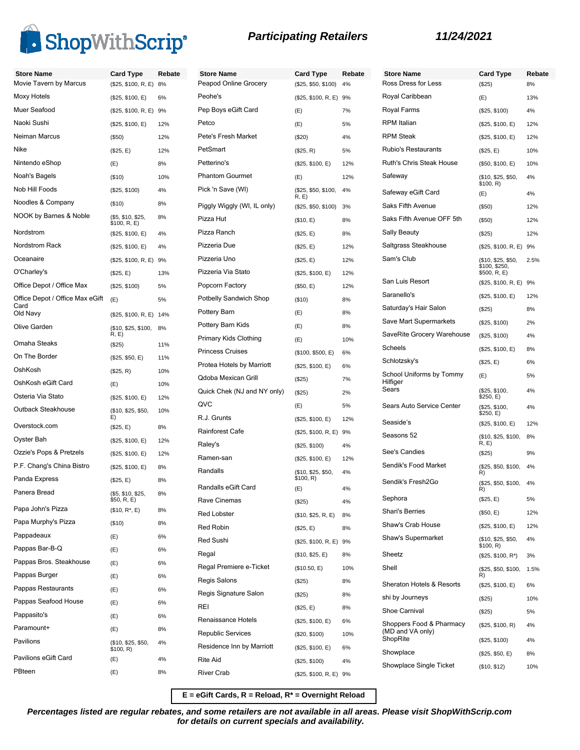# ShopWithScrip® Participating Retailers 11/24/2021

| Store Name | Card Type | Rebate |
|---|---|---|
| Movie Tavern by Marcus | ($25, $100, R, E) | 8% |
| Moxy Hotels | ($25, $100, E) | 6% |
| Muer Seafood | ($25, $100, R, E) | 9% |
| Naoki Sushi | ($25, $100, E) | 12% |
| Neiman Marcus | ($50) | 12% |
| Nike | ($25, E) | 12% |
| Nintendo eShop | (E) | 8% |
| Noah's Bagels | ($10) | 10% |
| Nob Hill Foods | ($25, $100) | 4% |
| Noodles & Company | ($10) | 8% |
| NOOK by Barnes & Noble | ($5, $10, $25, $100, R, E) | 8% |
| Nordstrom | ($25, $100, E) | 4% |
| Nordstrom Rack | ($25, $100, E) | 4% |
| Oceanaire | ($25, $100, R, E) | 9% |
| O'Charley's | ($25, E) | 13% |
| Office Depot / Office Max | ($25, $100) | 5% |
| Office Depot / Office Max eGift Card | (E) | 5% |
| Old Navy | ($25, $100, R, E) | 14% |
| Olive Garden | ($10, $25, $100, R, E) | 8% |
| Omaha Steaks | ($25) | 11% |
| On The Border | ($25, $50, E) | 11% |
| OshKosh | ($25, R) | 10% |
| OshKosh eGift Card | (E) | 10% |
| Osteria Via Stato | ($25, $100, E) | 12% |
| Outback Steakhouse | ($10, $25, $50, E) | 10% |
| Overstock.com | ($25, E) | 8% |
| Oyster Bah | ($25, $100, E) | 12% |
| Ozzie's Pops & Pretzels | ($25, $100, E) | 12% |
| P.F. Chang's China Bistro | ($25, $100, E) | 8% |
| Panda Express | ($25, E) | 8% |
| Panera Bread | ($5, $10, $25, $50, R, E) | 8% |
| Papa John's Pizza | ($10, R*, E) | 8% |
| Papa Murphy's Pizza | ($10) | 8% |
| Pappadeaux | (E) | 6% |
| Pappas Bar-B-Q | (E) | 6% |
| Pappas Bros. Steakhouse | (E) | 6% |
| Pappas Burger | (E) | 6% |
| Pappas Restaurants | (E) | 6% |
| Pappas Seafood House | (E) | 6% |
| Pappasito's | (E) | 6% |
| Paramount+ | (E) | 8% |
| Pavilions | ($10, $25, $50, $100, R) | 4% |
| Pavilions eGift Card | (E) | 4% |
| PBteen | (E) | 8% |
| Peapod Online Grocery | ($25, $50, $100) | 4% |
| Peohe's | ($25, $100, R, E) | 9% |
| Pep Boys eGift Card | (E) | 7% |
| Petco | (E) | 5% |
| Pete's Fresh Market | ($20) | 4% |
| PetSmart | ($25, R) | 5% |
| Petterino's | ($25, $100, E) | 12% |
| Phantom Gourmet | (E) | 12% |
| Pick 'n Save (WI) | ($25, $50, $100, R, E) | 4% |
| Piggly Wiggly (WI, IL only) | ($25, $50, $100) | 3% |
| Pizza Hut | ($10, E) | 8% |
| Pizza Ranch | ($25, E) | 8% |
| Pizzeria Due | ($25, E) | 12% |
| Pizzeria Uno | ($25, E) | 12% |
| Pizzeria Via Stato | ($25, $100, E) | 12% |
| Popcorn Factory | ($50, E) | 12% |
| Potbelly Sandwich Shop | ($10) | 8% |
| Pottery Barn | (E) | 8% |
| Pottery Barn Kids | (E) | 8% |
| Primary Kids Clothing | (E) | 10% |
| Princess Cruises | ($100, $500, E) | 6% |
| Protea Hotels by Marriott | ($25, $100, E) | 6% |
| Qdoba Mexican Grill | ($25) | 7% |
| Quick Chek (NJ and NY only) | ($25) | 2% |
| QVC | (E) | 5% |
| R.J. Grunts | ($25, $100, E) | 12% |
| Rainforest Cafe | ($25, $100, R, E) | 9% |
| Raley's | ($25, $100) | 4% |
| Ramen-san | ($25, $100, E) | 12% |
| Randalls | ($10, $25, $50, $100, R) | 4% |
| Randalls eGift Card | (E) | 4% |
| Rave Cinemas | ($25) | 4% |
| Red Lobster | ($10, $25, R, E) | 8% |
| Red Robin | ($25, E) | 8% |
| Red Sushi | ($25, $100, R, E) | 9% |
| Regal | ($10, $25, E) | 8% |
| Regal Premiere e-Ticket | ($10.50, E) | 10% |
| Regis Salons | ($25) | 8% |
| Regis Signature Salon | ($25) | 8% |
| REI | ($25, E) | 8% |
| Renaissance Hotels | ($25, $100, E) | 6% |
| Republic Services | ($20, $100) | 10% |
| Residence Inn by Marriott | ($25, $100, E) | 6% |
| Rite Aid | ($25, $100) | 4% |
| River Crab | ($25, $100, R, E) | 9% |
| Ross Dress for Less | ($25) | 8% |
| Royal Caribbean | (E) | 13% |
| Royal Farms | ($25, $100) | 4% |
| RPM Italian | ($25, $100, E) | 12% |
| RPM Steak | ($25, $100, E) | 12% |
| Rubio's Restaurants | ($25, E) | 10% |
| Ruth's Chris Steak House | ($50, $100, E) | 10% |
| Safeway | ($10, $25, $50, $100, R) | 4% |
| Safeway eGift Card | (E) | 4% |
| Saks Fifth Avenue | ($50) | 12% |
| Saks Fifth Avenue OFF 5th | ($50) | 12% |
| Sally Beauty | ($25) | 12% |
| Saltgrass Steakhouse | ($25, $100, R, E) | 9% |
| Sam's Club | ($10, $25, $50, $100, $250, $500, R, E) | 2.5% |
| San Luis Resort | ($25, $100, R, E) | 9% |
| Saranello's | ($25, $100, E) | 12% |
| Saturday's Hair Salon | ($25) | 8% |
| Save Mart Supermarkets | ($25, $100) | 2% |
| SaveRite Grocery Warehouse | ($25, $100) | 4% |
| Scheels | ($25, $100, E) | 8% |
| Schlotzsky's | ($25, E) | 6% |
| School Uniforms by Tommy Hilfiger | (E) | 5% |
| Sears | ($25, $100, $250, E) | 4% |
| Sears Auto Service Center | ($25, $100, $250, E) | 4% |
| Seaside's | ($25, $100, E) | 12% |
| Seasons 52 | ($10, $25, $100, R, E) | 8% |
| See's Candies | ($25) | 9% |
| Sendik's Food Market | ($25, $50, $100, R) | 4% |
| Sendik's Fresh2Go | ($25, $50, $100, R) | 4% |
| Sephora | ($25, E) | 5% |
| Shari's Berries | ($50, E) | 12% |
| Shaw's Crab House | ($25, $100, E) | 12% |
| Shaw's Supermarket | ($10, $25, $50, $100, R) | 4% |
| Sheetz | ($25, $100, R*) | 3% |
| Shell | ($25, $50, $100, R) | 1.5% |
| Sheraton Hotels & Resorts | ($25, $100, E) | 6% |
| shi by Journeys | ($25) | 10% |
| Shoe Carnival | ($25) | 5% |
| Shoppers Food & Pharmacy (MD and VA only) | ($25, $100, R) | 4% |
| ShopRite | ($25, $100) | 4% |
| Showplace | ($25, $50, E) | 8% |
| Showplace Single Ticket | ($10, $12) | 10% |

**E = eGift Cards, R = Reload, R* = Overnight Reload**

***Percentages listed are regular rebates, and some retailers are not available in all areas. Please visit ShopWithScrip.com for details on current specials and availability.***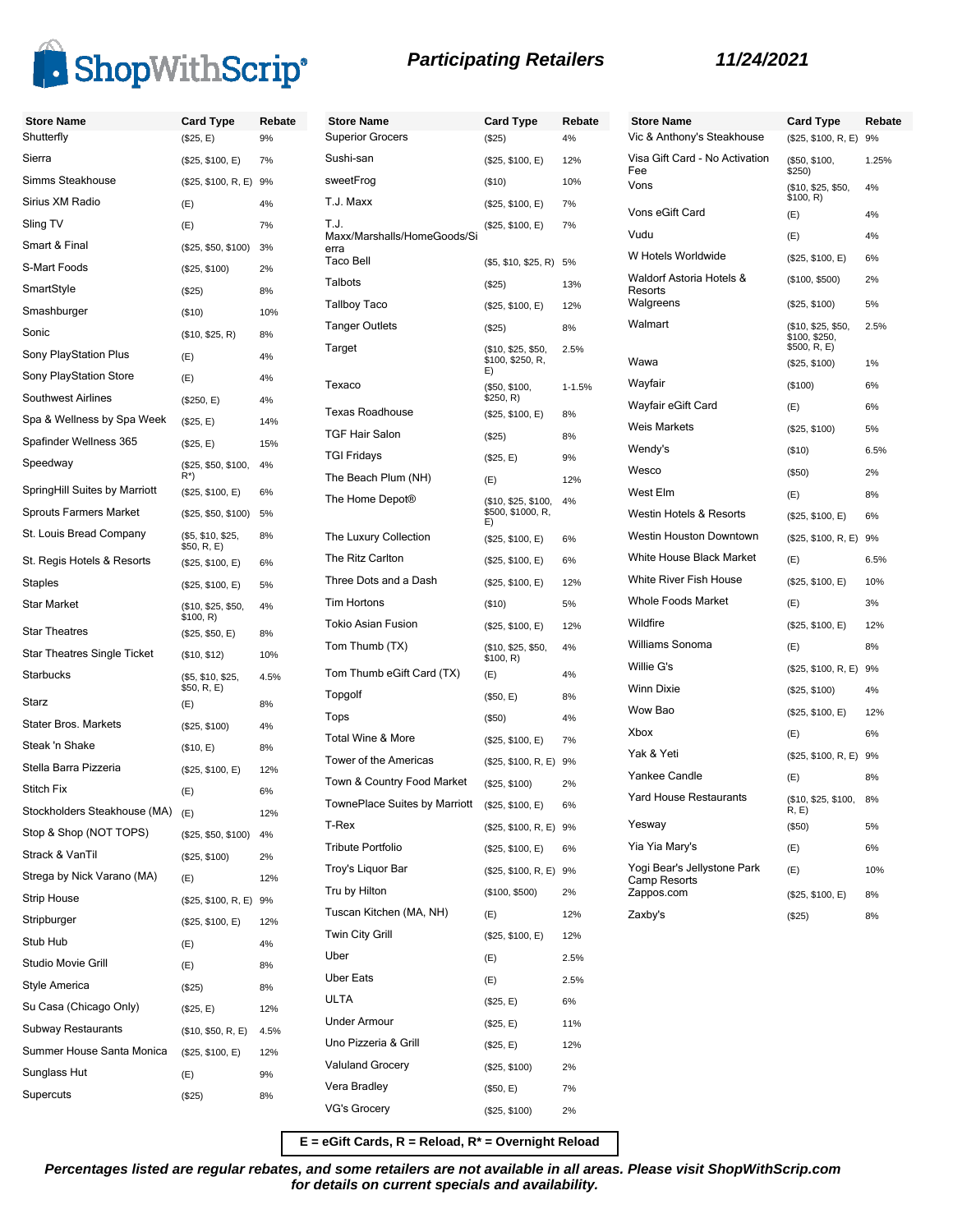ShopWithScrip®

**Participating Retailers** **11/24/2021**

| Store Name | Card Type | Rebate |
|---|---|---|
| Shutterfly | ($25, E) | 9% |
| Sierra | ($25, $100, E) | 7% |
| Simms Steakhouse | ($25, $100, R, E) | 9% |
| Sirius XM Radio | (E) | 4% |
| Sling TV | (E) | 7% |
| Smart & Final | ($25, $50, $100) | 3% |
| S-Mart Foods | ($25, $100) | 2% |
| SmartStyle | ($25) | 8% |
| Smashburger | ($10) | 10% |
| Sonic | ($10, $25, R) | 8% |
| Sony PlayStation Plus | (E) | 4% |
| Sony PlayStation Store | (E) | 4% |
| Southwest Airlines | ($250, E) | 4% |
| Spa & Wellness by Spa Week | ($25, E) | 14% |
| Spafinder Wellness 365 | ($25, E) | 15% |
| Speedway | ($25, $50, $100, R*) | 4% |
| SpringHill Suites by Marriott | ($25, $100, E) | 6% |
| Sprouts Farmers Market | ($25, $50, $100) | 5% |
| St. Louis Bread Company | ($5, $10, $25, $50, R, E) | 8% |
| St. Regis Hotels & Resorts | ($25, $100, E) | 6% |
| Staples | ($25, $100, E) | 5% |
| Star Market | ($10, $25, $50, $100, R) | 4% |
| Star Theatres | ($25, $50, E) | 8% |
| Star Theatres Single Ticket | ($10, $12) | 10% |
| Starbucks | ($5, $10, $25, $50, R, E) | 4.5% |
| Starz | (E) | 8% |
| Stater Bros. Markets | ($25, $100) | 4% |
| Steak 'n Shake | ($10, E) | 8% |
| Stella Barra Pizzeria | ($25, $100, E) | 12% |
| Stitch Fix | (E) | 6% |
| Stockholders Steakhouse (MA) | (E) | 12% |
| Stop & Shop (NOT TOPS) | ($25, $50, $100) | 4% |
| Strack & VanTil | ($25, $100) | 2% |
| Strega by Nick Varano (MA) | (E) | 12% |
| Strip House | ($25, $100, R, E) | 9% |
| Stripburger | ($25, $100, E) | 12% |
| Stub Hub | (E) | 4% |
| Studio Movie Grill | (E) | 8% |
| Style America | ($25) | 8% |
| Su Casa (Chicago Only) | ($25, E) | 12% |
| Subway Restaurants | ($10, $50, R, E) | 4.5% |
| Summer House Santa Monica | ($25, $100, E) | 12% |
| Sunglass Hut | (E) | 9% |
| Supercuts | ($25) | 8% |
| Superior Grocers | ($25) | 4% |
| Sushi-san | ($25, $100, E) | 12% |
| sweetFrog | ($10) | 10% |
| T.J. Maxx | ($25, $100, E) | 7% |
| T.J. Maxx/Marshalls/HomeGoods/Sierra | ($25, $100, E) | 7% |
| Taco Bell | ($5, $10, $25, R) | 5% |
| Talbots | ($25) | 13% |
| Tallboy Taco | ($25, $100, E) | 12% |
| Tanger Outlets | ($25) | 8% |
| Target | ($10, $25, $50, $100, $250, R, E) | 2.5% |
| Texaco | ($50, $100, $250, R) | 1-1.5% |
| Texas Roadhouse | ($25, $100, E) | 8% |
| TGF Hair Salon | ($25) | 8% |
| TGI Fridays | ($25, E) | 9% |
| The Beach Plum (NH) | (E) | 12% |
| The Home Depot® | ($10, $25, $100, $500, $1000, R, E) | 4% |
| The Luxury Collection | ($25, $100, E) | 6% |
| The Ritz Carlton | ($25, $100, E) | 6% |
| Three Dots and a Dash | ($25, $100, E) | 12% |
| Tim Hortons | ($10) | 5% |
| Tokio Asian Fusion | ($25, $100, E) | 12% |
| Tom Thumb (TX) | ($10, $25, $50, $100, R) | 4% |
| Tom Thumb eGift Card (TX) | (E) | 4% |
| Topgolf | ($50, E) | 8% |
| Tops | ($50) | 4% |
| Total Wine & More | ($25, $100, E) | 7% |
| Tower of the Americas | ($25, $100, R, E) | 9% |
| Town & Country Food Market | ($25, $100) | 2% |
| TownePlace Suites by Marriott | ($25, $100, E) | 6% |
| T-Rex | ($25, $100, R, E) | 9% |
| Tribute Portfolio | ($25, $100, E) | 6% |
| Troy's Liquor Bar | ($25, $100, R, E) | 9% |
| Tru by Hilton | ($100, $500) | 2% |
| Tuscan Kitchen (MA, NH) | (E) | 12% |
| Twin City Grill | ($25, $100, E) | 12% |
| Uber | (E) | 2.5% |
| Uber Eats | (E) | 2.5% |
| ULTA | ($25, E) | 6% |
| Under Armour | ($25, E) | 11% |
| Uno Pizzeria & Grill | ($25, E) | 12% |
| Valuland Grocery | ($25, $100) | 2% |
| Vera Bradley | ($50, E) | 7% |
| VG's Grocery | ($25, $100) | 2% |
| Vic & Anthony's Steakhouse | ($25, $100, R, E) | 9% |
| Visa Gift Card - No Activation Fee | ($50, $100, $250) | 1.25% |
| Vons | ($10, $25, $50, $100, R) | 4% |
| Vons eGift Card | (E) | 4% |
| Vudu | (E) | 4% |
| W Hotels Worldwide | ($25, $100, E) | 6% |
| Waldorf Astoria Hotels & Resorts | ($100, $500) | 2% |
| Walgreens | ($25, $100) | 5% |
| Walmart | ($10, $25, $50, $100, $250, $500, R, E) | 2.5% |
| Wawa | ($25, $100) | 1% |
| Wayfair | ($100) | 6% |
| Wayfair eGift Card | (E) | 6% |
| Weis Markets | ($25, $100) | 5% |
| Wendy's | ($10) | 6.5% |
| Wesco | ($50) | 2% |
| West Elm | (E) | 8% |
| Westin Hotels & Resorts | ($25, $100, E) | 6% |
| Westin Houston Downtown | ($25, $100, R, E) | 9% |
| White House Black Market | (E) | 6.5% |
| White River Fish House | ($25, $100, E) | 10% |
| Whole Foods Market | (E) | 3% |
| Wildfire | ($25, $100, E) | 12% |
| Williams Sonoma | (E) | 8% |
| Willie G's | ($25, $100, R, E) | 9% |
| Winn Dixie | ($25, $100) | 4% |
| Wow Bao | ($25, $100, E) | 12% |
| Xbox | (E) | 6% |
| Yak & Yeti | ($25, $100, R, E) | 9% |
| Yankee Candle | (E) | 8% |
| Yard House Restaurants | ($10, $25, $100, R, E) | 8% |
| Yesway | ($50) | 5% |
| Yia Yia Mary's | (E) | 6% |
| Yogi Bear's Jellystone Park Camp Resorts | (E) | 10% |
| Zappos.com | ($25, $100, E) | 8% |
| Zaxby's | ($25) | 8% |

**E = eGift Cards, R = Reload, R* = Overnight Reload**

***Percentages listed are regular rebates, and some retailers are not available in all areas. Please visit ShopWithScrip.com for details on current specials and availability.***